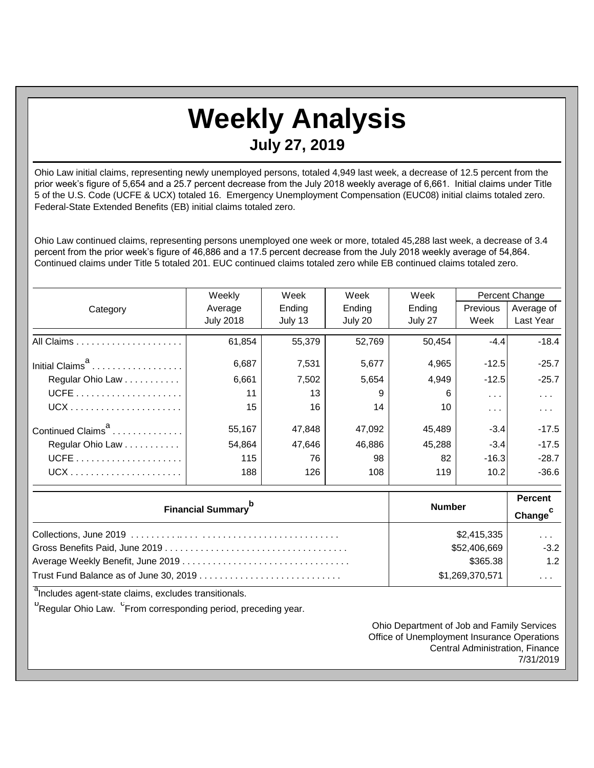# Weekly Analysis

## July 27, 2019

Ohio Law initial claims, representing newly unemployed persons, totaled 4,949 last week, a decrease of 12.5 percent from the prior week's figure of 5,654 and a 25.7 percent decrease from the July 2018 weekly average of 6,661. Initial claims under Title 5 of the U.S. Code (UCFE & UCX) totaled 16. Emergency Unemployment Compensation (EUC08) initial claims totaled zero. Federal-State Extended Benefits (EB) initial claims totaled zero.

Ohio Law continued claims, representing persons unemployed one week or more, totaled 45,288 last week, a decrease of 3.4 percent from the prior week's figure of 46,886 and a 17.5 percent decrease from the July 2018 weekly average of 54,864. Continued claims under Title 5 totaled 201. EUC continued claims totaled zero while EB continued claims totaled zero.

| Category | Weekly Average July 2018 | Week Ending July 13 | Week Ending July 20 | Week Ending July 27 | Percent Change Previous Week | Percent Change Average of Last Year |
|---|---|---|---|---|---|---|
| All Claims | 61,854 | 55,379 | 52,769 | 50,454 | -4.4 | -18.4 |
| Initial Claims[a] | 6,687 | 7,531 | 5,677 | 4,965 | -12.5 | -25.7 |
| Regular Ohio Law | 6,661 | 7,502 | 5,654 | 4,949 | -12.5 | -25.7 |
| UCFE | 11 | 13 | 9 | 6 | ... | ... |
| UCX | 15 | 16 | 14 | 10 | ... | ... |
| Continued Claims[a] | 55,167 | 47,848 | 47,092 | 45,489 | -3.4 | -17.5 |
| Regular Ohio Law | 54,864 | 47,646 | 46,886 | 45,288 | -3.4 | -17.5 |
| UCFE | 115 | 76 | 98 | 82 | -16.3 | -28.7 |
| UCX | 188 | 126 | 108 | 119 | 10.2 | -36.6 |

| Financial Summary[b] | Number | Percent Change[c] |
|---|---|---|
| Collections, June 2019 | $2,415,335 | ... |
| Gross Benefits Paid, June 2019 | $52,406,669 | -3.2 |
| Average Weekly Benefit, June 2019 | $365.38 | 1.2 |
| Trust Fund Balance as of June 30, 2019 | $1,269,370,571 | ... |

[a]Includes agent-state claims, excludes transitionals.

[b]Regular Ohio Law. [c]From corresponding period, preceding year.

Ohio Department of Job and Family Services
Office of Unemployment Insurance Operations
Central Administration, Finance
7/31/2019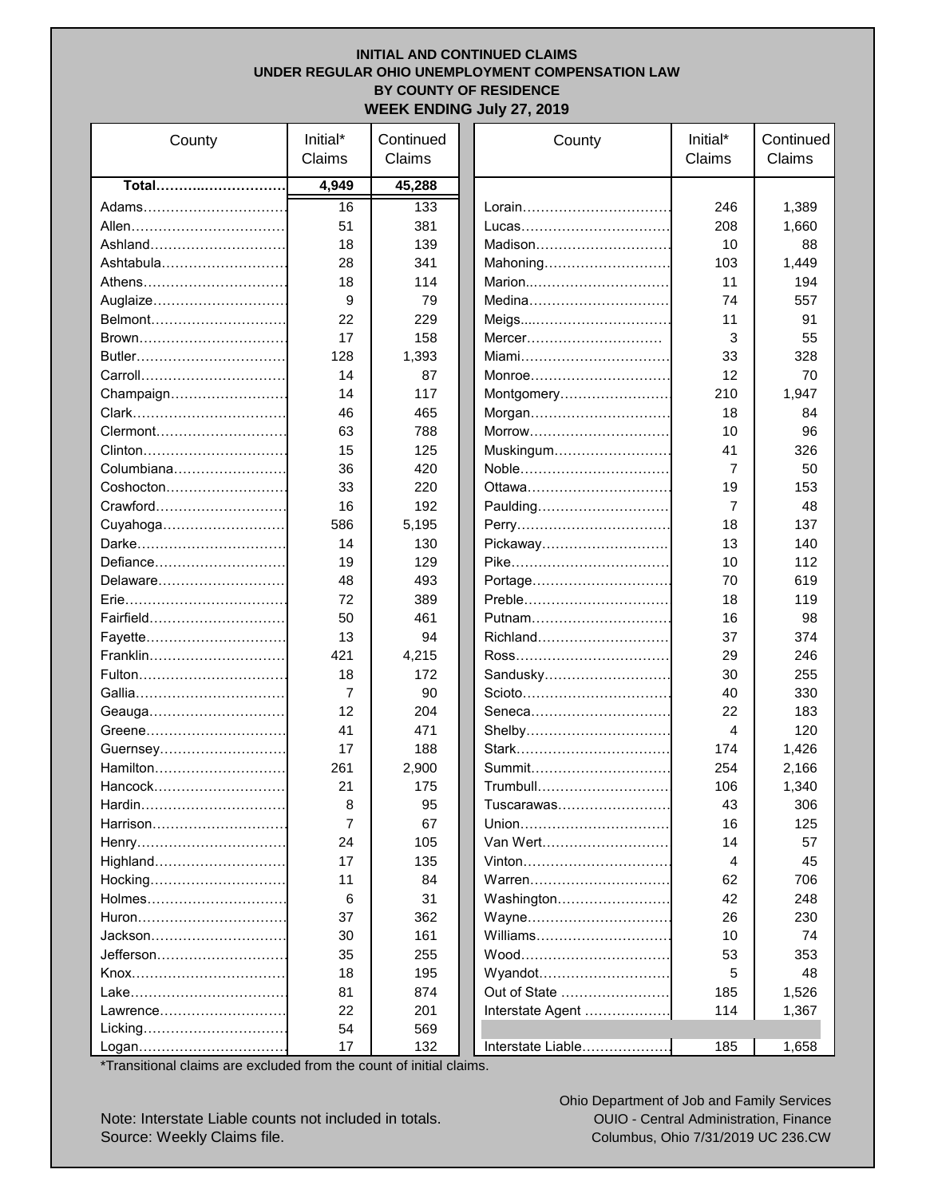**INITIAL AND CONTINUED CLAIMS**
**UNDER REGULAR OHIO UNEMPLOYMENT COMPENSATION LAW**
**BY COUNTY OF RESIDENCE**
**WEEK ENDING July 27, 2019**

| County | Initial* Claims | Continued Claims | County | Initial* Claims | Continued Claims |
|---|---|---|---|---|---|
| **Total** | **4,949** | **45,288** | | | |
| Adams | 16 | 133 | Lorain | 246 | 1,389 |
| Allen | 51 | 381 | Lucas | 208 | 1,660 |
| Ashland | 18 | 139 | Madison | 10 | 88 |
| Ashtabula | 28 | 341 | Mahoning | 103 | 1,449 |
| Athens | 18 | 114 | Marion | 11 | 194 |
| Auglaize | 9 | 79 | Medina | 74 | 557 |
| Belmont | 22 | 229 | Meigs | 11 | 91 |
| Brown | 17 | 158 | Mercer | 3 | 55 |
| Butler | 128 | 1,393 | Miami | 33 | 328 |
| Carroll | 14 | 87 | Monroe | 12 | 70 |
| Champaign | 14 | 117 | Montgomery | 210 | 1,947 |
| Clark | 46 | 465 | Morgan | 18 | 84 |
| Clermont | 63 | 788 | Morrow | 10 | 96 |
| Clinton | 15 | 125 | Muskingum | 41 | 326 |
| Columbiana | 36 | 420 | Noble | 7 | 50 |
| Coshocton | 33 | 220 | Ottawa | 19 | 153 |
| Crawford | 16 | 192 | Paulding | 7 | 48 |
| Cuyahoga | 586 | 5,195 | Perry | 18 | 137 |
| Darke | 14 | 130 | Pickaway | 13 | 140 |
| Defiance | 19 | 129 | Pike | 10 | 112 |
| Delaware | 48 | 493 | Portage | 70 | 619 |
| Erie | 72 | 389 | Preble | 18 | 119 |
| Fairfield | 50 | 461 | Putnam | 16 | 98 |
| Fayette | 13 | 94 | Richland | 37 | 374 |
| Franklin | 421 | 4,215 | Ross | 29 | 246 |
| Fulton | 18 | 172 | Sandusky | 30 | 255 |
| Gallia | 7 | 90 | Scioto | 40 | 330 |
| Geauga | 12 | 204 | Seneca | 22 | 183 |
| Greene | 41 | 471 | Shelby | 4 | 120 |
| Guernsey | 17 | 188 | Stark | 174 | 1,426 |
| Hamilton | 261 | 2,900 | Summit | 254 | 2,166 |
| Hancock | 21 | 175 | Trumbull | 106 | 1,340 |
| Hardin | 8 | 95 | Tuscarawas | 43 | 306 |
| Harrison | 7 | 67 | Union | 16 | 125 |
| Henry | 24 | 105 | Van Wert | 14 | 57 |
| Highland | 17 | 135 | Vinton | 4 | 45 |
| Hocking | 11 | 84 | Warren | 62 | 706 |
| Holmes | 6 | 31 | Washington | 42 | 248 |
| Huron | 37 | 362 | Wayne | 26 | 230 |
| Jackson | 30 | 161 | Williams | 10 | 74 |
| Jefferson | 35 | 255 | Wood | 53 | 353 |
| Knox | 18 | 195 | Wyandot | 5 | 48 |
| Lake | 81 | 874 | Out of State | 185 | 1,526 |
| Lawrence | 22 | 201 | Interstate Agent | 114 | 1,367 |
| Licking | 54 | 569 | | | |
| Logan | 17 | 132 | Interstate Liable | 185 | 1,658 |

*Transitional claims are excluded from the count of initial claims.

Note: Interstate Liable counts not included in totals.
Source: Weekly Claims file.

Ohio Department of Job and Family Services
OUIO - Central Administration, Finance
Columbus, Ohio 7/31/2019 UC 236.CW